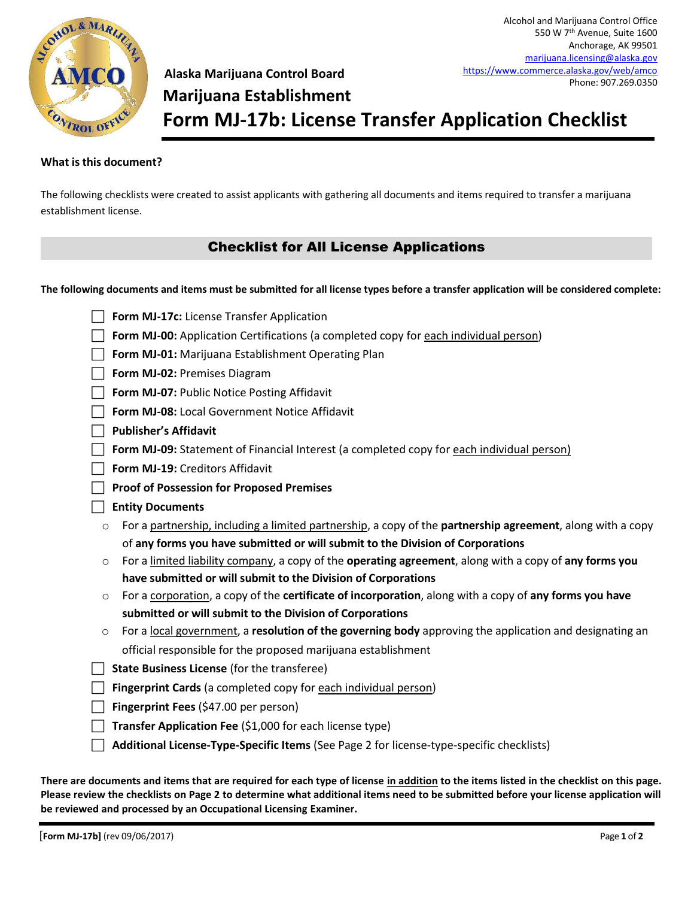Alcohol and Marijuana Control Office
550 W 7th Avenue, Suite 1600
Anchorage, AK 99501
marijuana.licensing@alaska.gov
https://www.commerce.alaska.gov/web/amco
Phone: 907.269.0350

**Alaska Marijuana Control Board**

## Marijuana Establishment

# Form MJ-17b: License Transfer Application Checklist

**What is this document?**

The following checklists were created to assist applicants with gathering all documents and items required to transfer a marijuana establishment license.

## Checklist for All License Applications

**The following documents and items must be submitted for all license types before a transfer application will be considered complete:**

- ☐ **Form MJ-17c:** License Transfer Application
- ☐ **Form MJ-00:** Application Certifications (a completed copy for each individual person)
- ☐ **Form MJ-01:** Marijuana Establishment Operating Plan
- ☐ **Form MJ-02:** Premises Diagram
- ☐ **Form MJ-07:** Public Notice Posting Affidavit
- ☐ **Form MJ-08:** Local Government Notice Affidavit
- ☐ **Publisher's Affidavit**
- ☐ **Form MJ-09:** Statement of Financial Interest (a completed copy for each individual person)
- ☐ **Form MJ-19:** Creditors Affidavit
- ☐ **Proof of Possession for Proposed Premises**
- ☐ **Entity Documents**
  - For a partnership, including a limited partnership, a copy of the **partnership agreement**, along with a copy of **any forms you have submitted or will submit to the Division of Corporations**
  - For a limited liability company, a copy of the **operating agreement**, along with a copy of **any forms you have submitted or will submit to the Division of Corporations**
  - For a corporation, a copy of the **certificate of incorporation**, along with a copy of **any forms you have submitted or will submit to the Division of Corporations**
  - For a local government, a **resolution of the governing body** approving the application and designating an official responsible for the proposed marijuana establishment
- ☐ **State Business License** (for the transferee)
- ☐ **Fingerprint Cards** (a completed copy for each individual person)
- ☐ **Fingerprint Fees** ($47.00 per person)
- ☐ **Transfer Application Fee** ($1,000 for each license type)
- ☐ **Additional License-Type-Specific Items** (See Page 2 for license-type-specific checklists)

**There are documents and items that are required for each type of license in addition to the items listed in the checklist on this page. Please review the checklists on Page 2 to determine what additional items need to be submitted before your license application will be reviewed and processed by an Occupational Licensing Examiner.**

[**Form MJ-17b**] (rev 09/06/2017)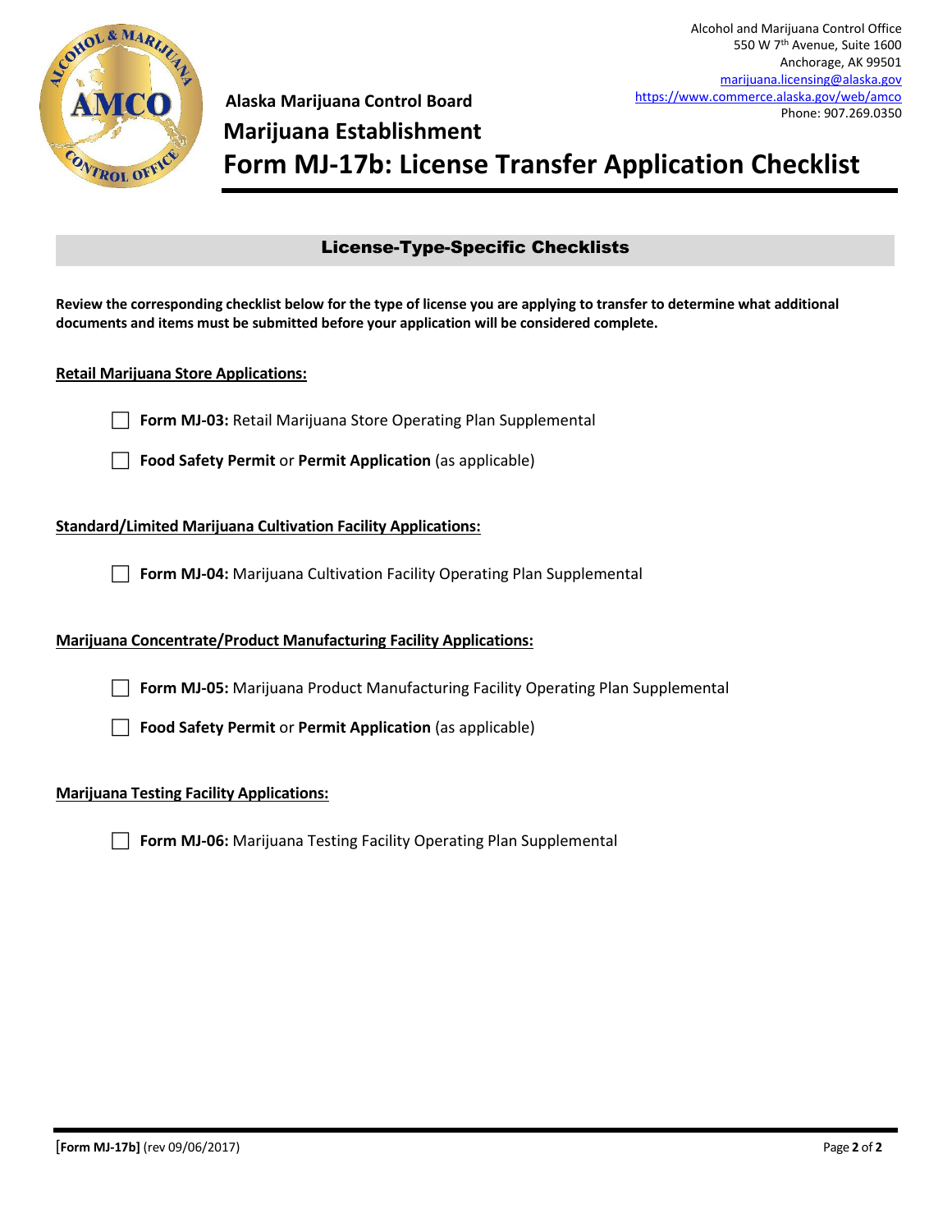Alcohol and Marijuana Control Office
550 W 7th Avenue, Suite 1600
Anchorage, AK 99501
marijuana.licensing@alaska.gov
https://www.commerce.alaska.gov/web/amco
Phone: 907.269.0350

**Alaska Marijuana Control Board**

# Marijuana Establishment
# Form MJ-17b: License Transfer Application Checklist

## License-Type-Specific Checklists

**Review the corresponding checklist below for the type of license you are applying to transfer to determine what additional documents and items must be submitted before your application will be considered complete.**

**Retail Marijuana Store Applications:**

- ☐ **Form MJ-03:** Retail Marijuana Store Operating Plan Supplemental
- ☐ **Food Safety Permit** or **Permit Application** (as applicable)

**Standard/Limited Marijuana Cultivation Facility Applications:**

- ☐ **Form MJ-04:** Marijuana Cultivation Facility Operating Plan Supplemental

**Marijuana Concentrate/Product Manufacturing Facility Applications:**

- ☐ **Form MJ-05:** Marijuana Product Manufacturing Facility Operating Plan Supplemental
- ☐ **Food Safety Permit** or **Permit Application** (as applicable)

**Marijuana Testing Facility Applications:**

- ☐ **Form MJ-06:** Marijuana Testing Facility Operating Plan Supplemental

[**Form MJ-17b]** (rev 09/06/2017)